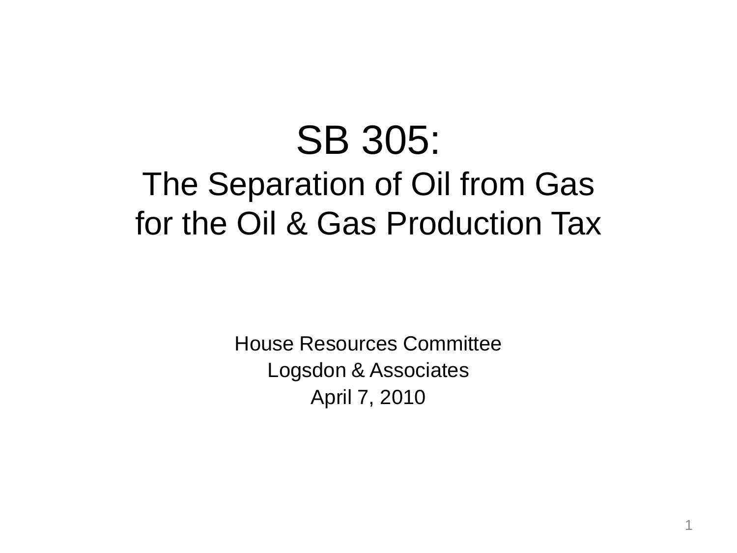# SB 305:

## The Separation of Oil from Gas for the Oil & Gas Production Tax

House Resources Committee

Logsdon & Associates

April 7, 2010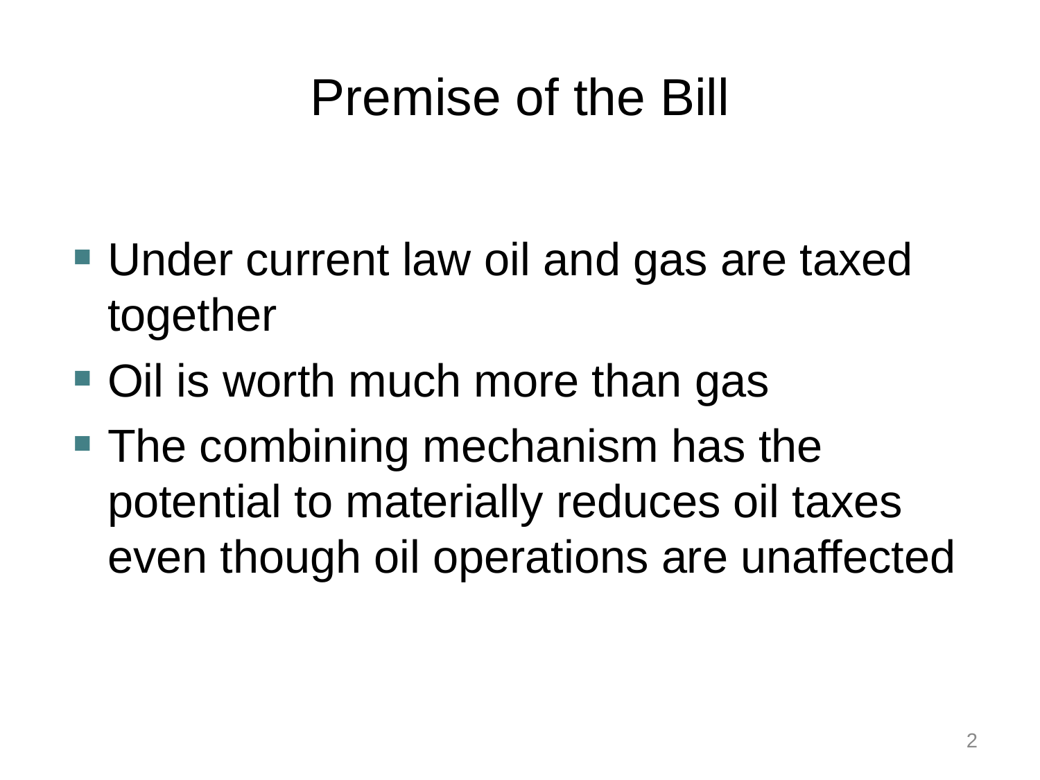# Premise of the Bill

- Under current law oil and gas are taxed together
- Oil is worth much more than gas
- The combining mechanism has the potential to materially reduces oil taxes even though oil operations are unaffected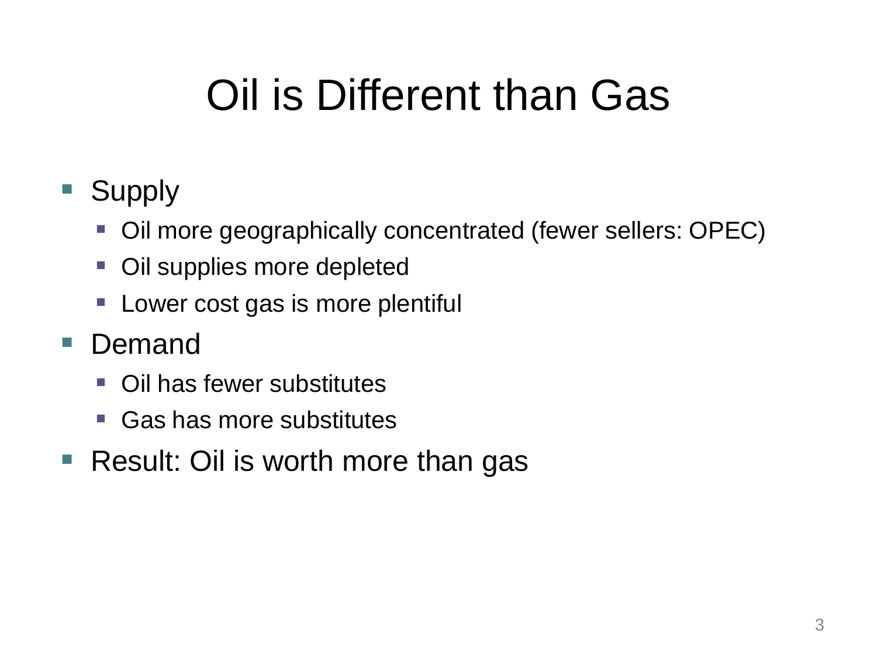# Oil is Different than Gas

- Supply
  - Oil more geographically concentrated (fewer sellers: OPEC)
  - Oil supplies more depleted
  - Lower cost gas is more plentiful
- Demand
  - Oil has fewer substitutes
  - Gas has more substitutes
- Result: Oil is worth more than gas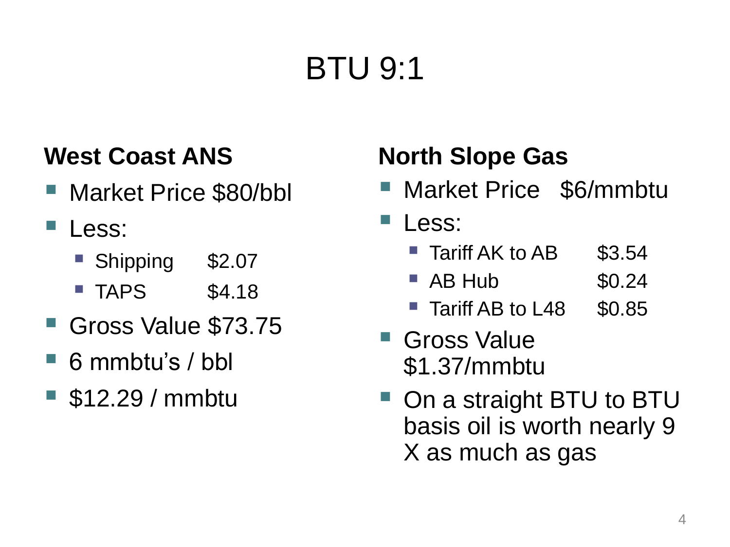# BTU 9:1

## West Coast ANS

- Market Price $80/bbl
- Less:
  - Shipping $2.07
  - TAPS $4.18
- Gross Value $73.75
- 6 mmbtu's / bbl
- $12.29 / mmbtu

## North Slope Gas

- Market Price $6/mmbtu
- Less:
  - Tariff AK to AB $3.54
  - AB Hub $0.24
  - Tariff AB to L48 $0.85
- Gross Value $1.37/mmbtu
- On a straight BTU to BTU basis oil is worth nearly 9 X as much as gas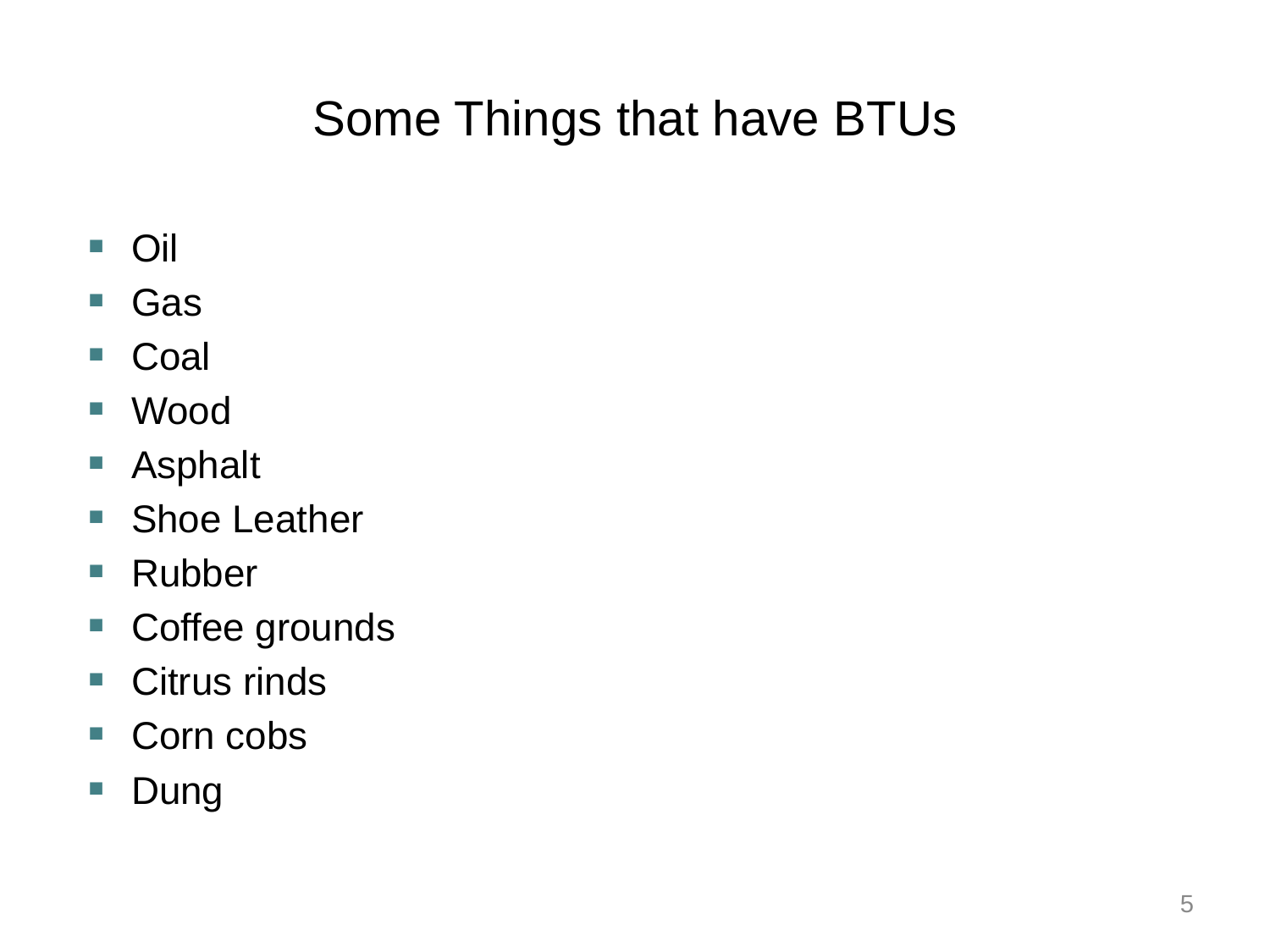# Some Things that have BTUs

- Oil
- Gas
- Coal
- Wood
- Asphalt
- Shoe Leather
- Rubber
- Coffee grounds
- Citrus rinds
- Corn cobs
- Dung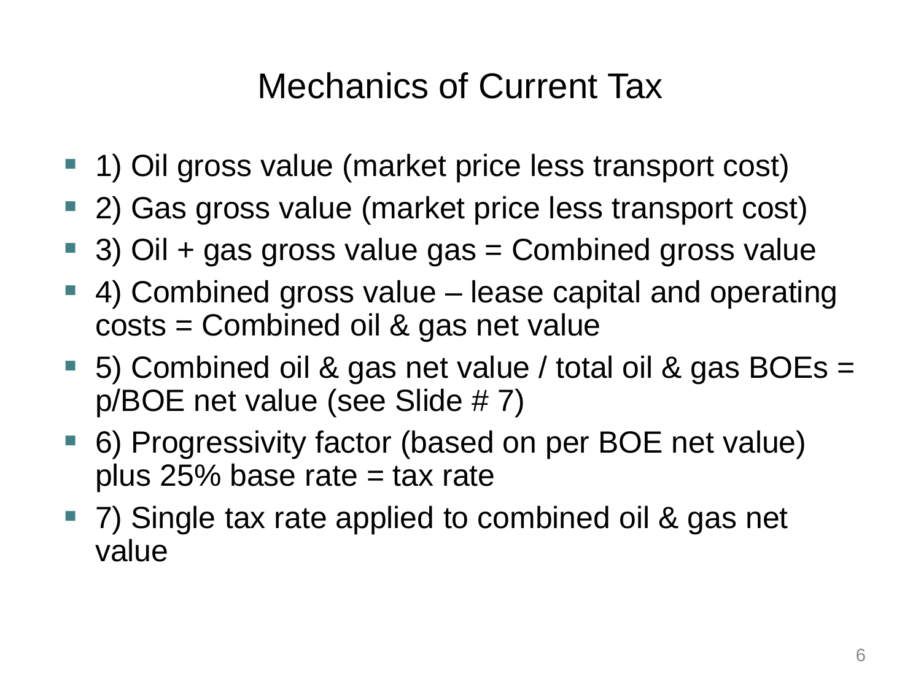# Mechanics of Current Tax

- 1) Oil gross value (market price less transport cost)
- 2) Gas gross value (market price less transport cost)
- 3) Oil + gas gross value gas = Combined gross value
- 4) Combined gross value – lease capital and operating costs = Combined oil & gas net value
- 5) Combined oil & gas net value / total oil & gas BOEs = p/BOE net value (see Slide # 7)
- 6) Progressivity factor (based on per BOE net value) plus 25% base rate = tax rate
- 7) Single tax rate applied to combined oil & gas net value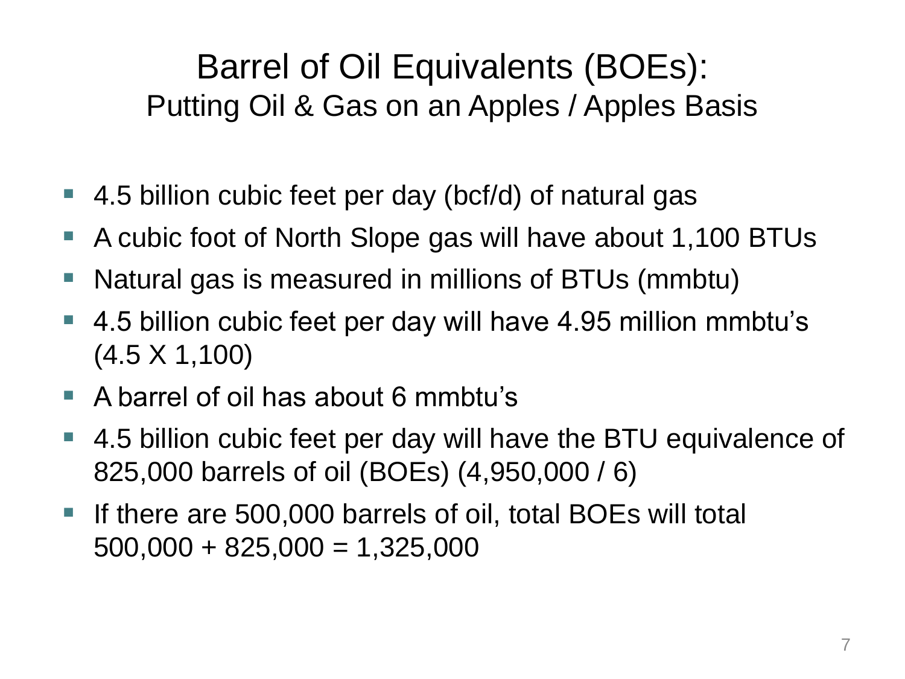# Barrel of Oil Equivalents (BOEs):

## Putting Oil & Gas on an Apples / Apples Basis

- 4.5 billion cubic feet per day (bcf/d) of natural gas
- A cubic foot of North Slope gas will have about 1,100 BTUs
- Natural gas is measured in millions of BTUs (mmbtu)
- 4.5 billion cubic feet per day will have 4.95 million mmbtu's (4.5 X 1,100)
- A barrel of oil has about 6 mmbtu's
- 4.5 billion cubic feet per day will have the BTU equivalence of 825,000 barrels of oil (BOEs) (4,950,000 / 6)
- If there are 500,000 barrels of oil, total BOEs will total 500,000 + 825,000 = 1,325,000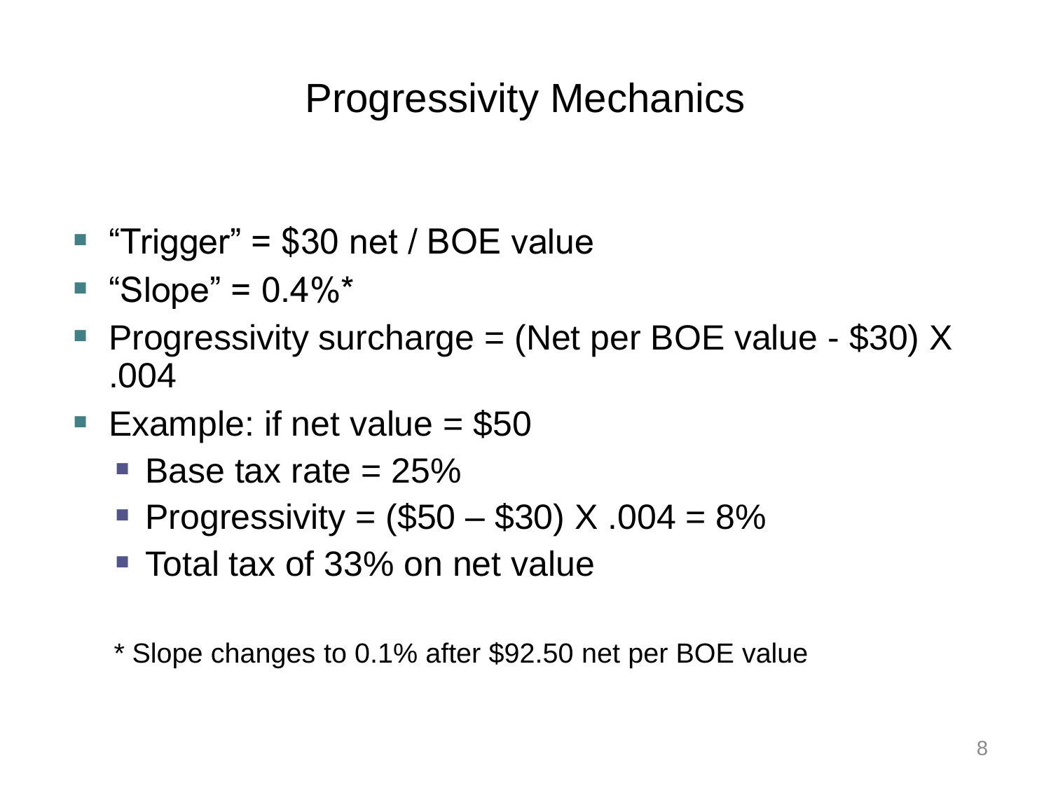# Progressivity Mechanics

- "Trigger" = $30 net / BOE value
- "Slope" = 0.4%*
- Progressivity surcharge = (Net per BOE value - $30) X .004
- Example: if net value = $50
  - Base tax rate = 25%
  - Progressivity = ($50 – $30) X .004 = 8%
  - Total tax of 33% on net value

\* Slope changes to 0.1% after $92.50 net per BOE value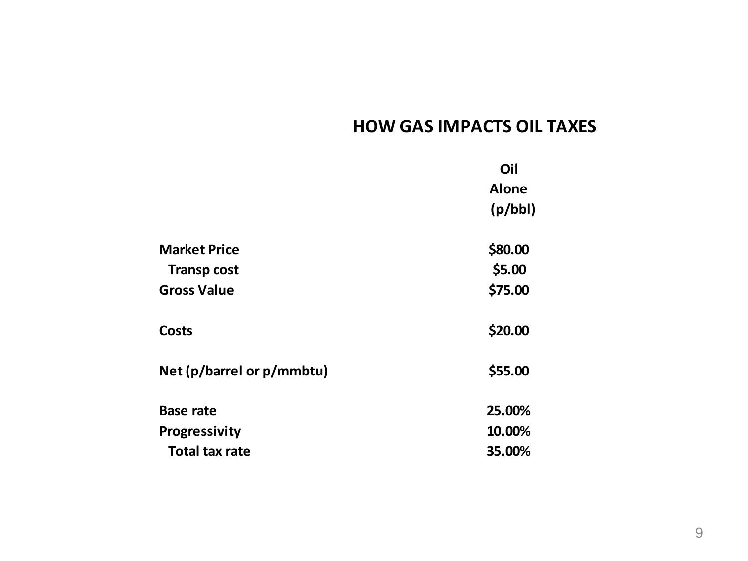# HOW GAS IMPACTS OIL TAXES

| | Oil Alone (p/bbl) |
|---|---|
| **Market Price** | **$80.00** |
| **Transp cost** | **$5.00** |
| **Gross Value** | **$75.00** |
| | |
| **Costs** | **$20.00** |
| | |
| **Net (p/barrel or p/mmbtu)** | **$55.00** |
| | |
| **Base rate** | **25.00%** |
| **Progressivity** | **10.00%** |
| **Total tax rate** | **35.00%** |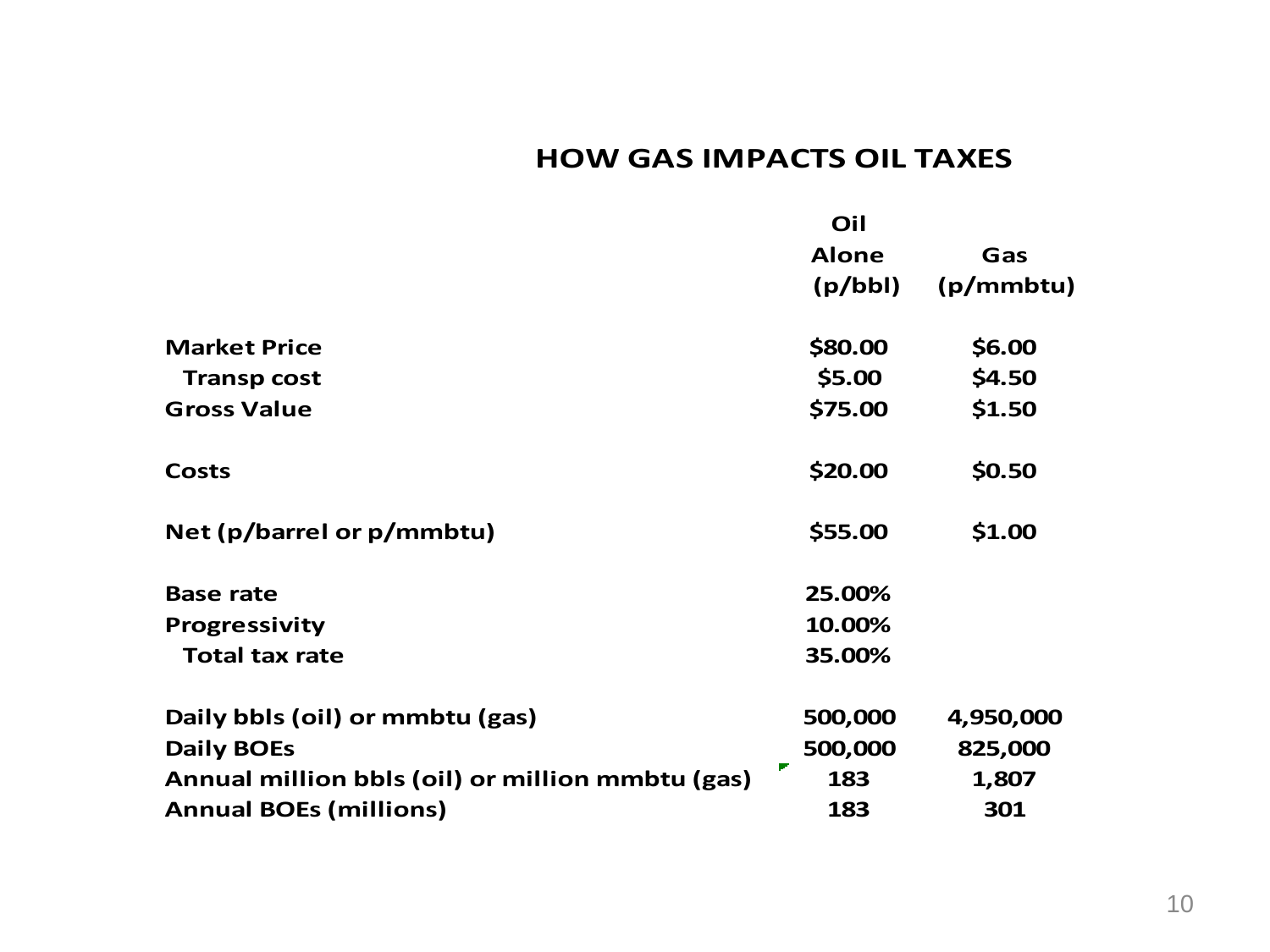# HOW GAS IMPACTS OIL TAXES

| | Oil Alone (p/bbl) | Gas (p/mmbtu) |
|---|---|---|
| **Market Price** | $80.00 | $6.00 |
| **Transp cost** | $5.00 | $4.50 |
| **Gross Value** | $75.00 | $1.50 |
| | | |
| **Costs** | $20.00 | $0.50 |
| | | |
| **Net (p/barrel or p/mmbtu)** | $55.00 | $1.00 |
| | | |
| **Base rate** | 25.00% | |
| **Progressivity** | 10.00% | |
| **Total tax rate** | 35.00% | |
| | | |
| **Daily bbls (oil) or mmbtu (gas)** | 500,000 | 4,950,000 |
| **Daily BOEs** | 500,000 | 825,000 |
| **Annual million bbls (oil) or million mmbtu (gas)** | 183 | 1,807 |
| **Annual BOEs (millions)** | 183 | 301 |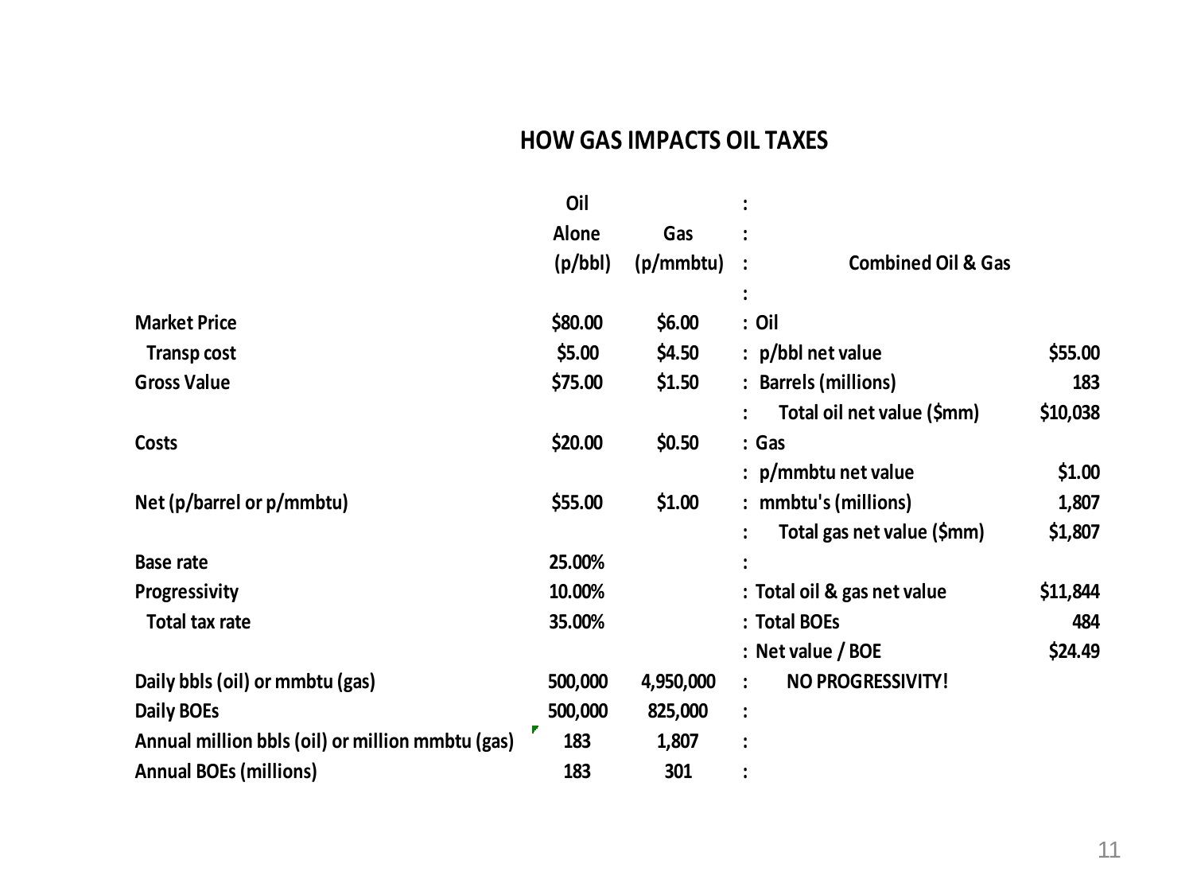# HOW GAS IMPACTS OIL TAXES

| | Oil Alone (p/bbl) | Gas (p/mmbtu) | : | Combined Oil & Gas | |
|---|---|---|---|---|---|
| | | | : | | |
| Market Price | $80.00 | $6.00 | : | Oil | |
| Transp cost | $5.00 | $4.50 | : | p/bbl net value | $55.00 |
| Gross Value | $75.00 | $1.50 | : | Barrels (millions) | 183 |
| | | | : | Total oil net value ($mm) | $10,038 |
| Costs | $20.00 | $0.50 | : | Gas | |
| | | | : | p/mmbtu net value | $1.00 |
| Net (p/barrel or p/mmbtu) | $55.00 | $1.00 | : | mmbtu's (millions) | 1,807 |
| | | | : | Total gas net value ($mm) | $1,807 |
| Base rate | 25.00% | | : | | |
| Progressivity | 10.00% | | : | Total oil & gas net value | $11,844 |
| Total tax rate | 35.00% | | : | Total BOEs | 484 |
| | | | : | Net value / BOE | $24.49 |
| Daily bbls (oil) or mmbtu (gas) | 500,000 | 4,950,000 | : | NO PROGRESSIVITY! | |
| Daily BOEs | 500,000 | 825,000 | : | | |
| Annual million bbls (oil) or million mmbtu (gas) | 183 | 1,807 | : | | |
| Annual BOEs (millions) | 183 | 301 | : | | |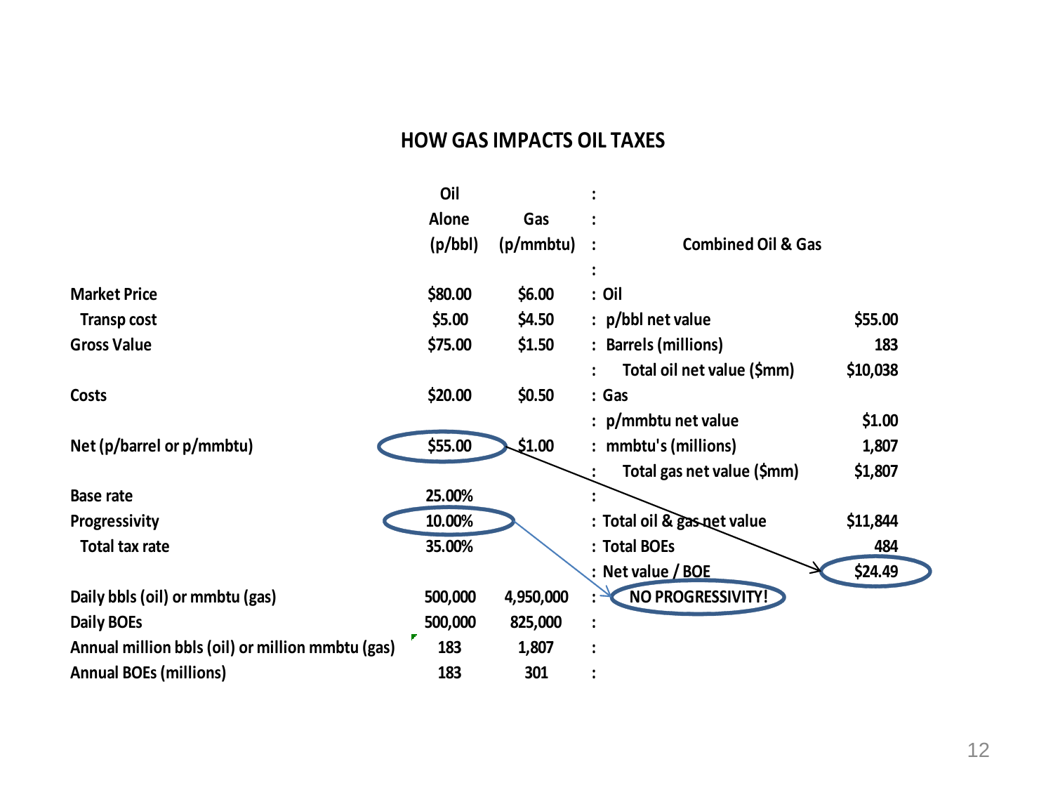## HOW GAS IMPACTS OIL TAXES

| | Oil Alone (p/bbl) | Gas (p/mmbtu) |
|---|---|---|
| Market Price | $80.00 | $6.00 |
| Transp cost | $5.00 | $4.50 |
| Gross Value | $75.00 | $1.50 |
| Costs | $20.00 | $0.50 |
| Net (p/barrel or p/mmbtu) | $55.00 | $1.00 |
| Base rate | 25.00% | |
| Progressivity | 10.00% | |
| Total tax rate | 35.00% | |
| Daily bbls (oil) or mmbtu (gas) | 500,000 | 4,950,000 |
| Daily BOEs | 500,000 | 825,000 |
| Annual million bbls (oil) or million mmbtu (gas) | 183 | 1,807 |
| Annual BOEs (millions) | 183 | 301 |

| Combined Oil & Gas | |
|---|---|
| Oil | |
| p/bbl net value | $55.00 |
| Barrels (millions) | 183 |
| Total oil net value ($mm) | $10,038 |
| Gas | |
| p/mmbtu net value | $1.00 |
| mmbtu's (millions) | 1,807 |
| Total gas net value ($mm) | $1,807 |
| Total oil & gas net value | $11,844 |
| Total BOEs | 484 |
| Net value / BOE | $24.49 |

NO PROGRESSIVITY!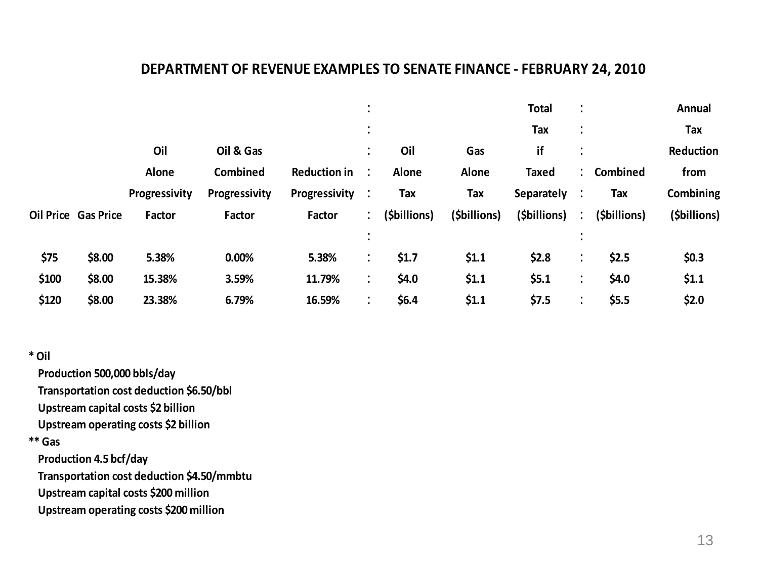## DEPARTMENT OF REVENUE EXAMPLES TO SENATE FINANCE - FEBRUARY 24, 2010

| Oil Price | Gas Price | Oil Alone Progressivity Factor | Oil & Gas Combined Progressivity Factor | Reduction in Progressivity Factor | Oil Alone Tax ($billions) | Gas Alone Tax ($billions) | Total Tax if Taxed Separately ($billions) | Combined Tax ($billions) | Annual Tax Reduction from Combining ($billions) |
|---|---|---|---|---|---|---|---|---|---|
| $75 | $8.00 | 5.38% | 0.00% | 5.38% | $1.7 | $1.1 | $2.8 | $2.5 | $0.3 |
| $100 | $8.00 | 15.38% | 3.59% | 11.79% | $4.0 | $1.1 | $5.1 | $4.0 | $1.1 |
| $120 | $8.00 | 23.38% | 6.79% | 16.59% | $6.4 | $1.1 | $7.5 | $5.5 | $2.0 |

**\* Oil**

- Production 500,000 bbls/day
- Transportation cost deduction $6.50/bbl
- Upstream capital costs $2 billion
- Upstream operating costs $2 billion

**\*\* Gas**

- Production 4.5 bcf/day
- Transportation cost deduction $4.50/mmbtu
- Upstream capital costs $200 million
- Upstream operating costs $200 million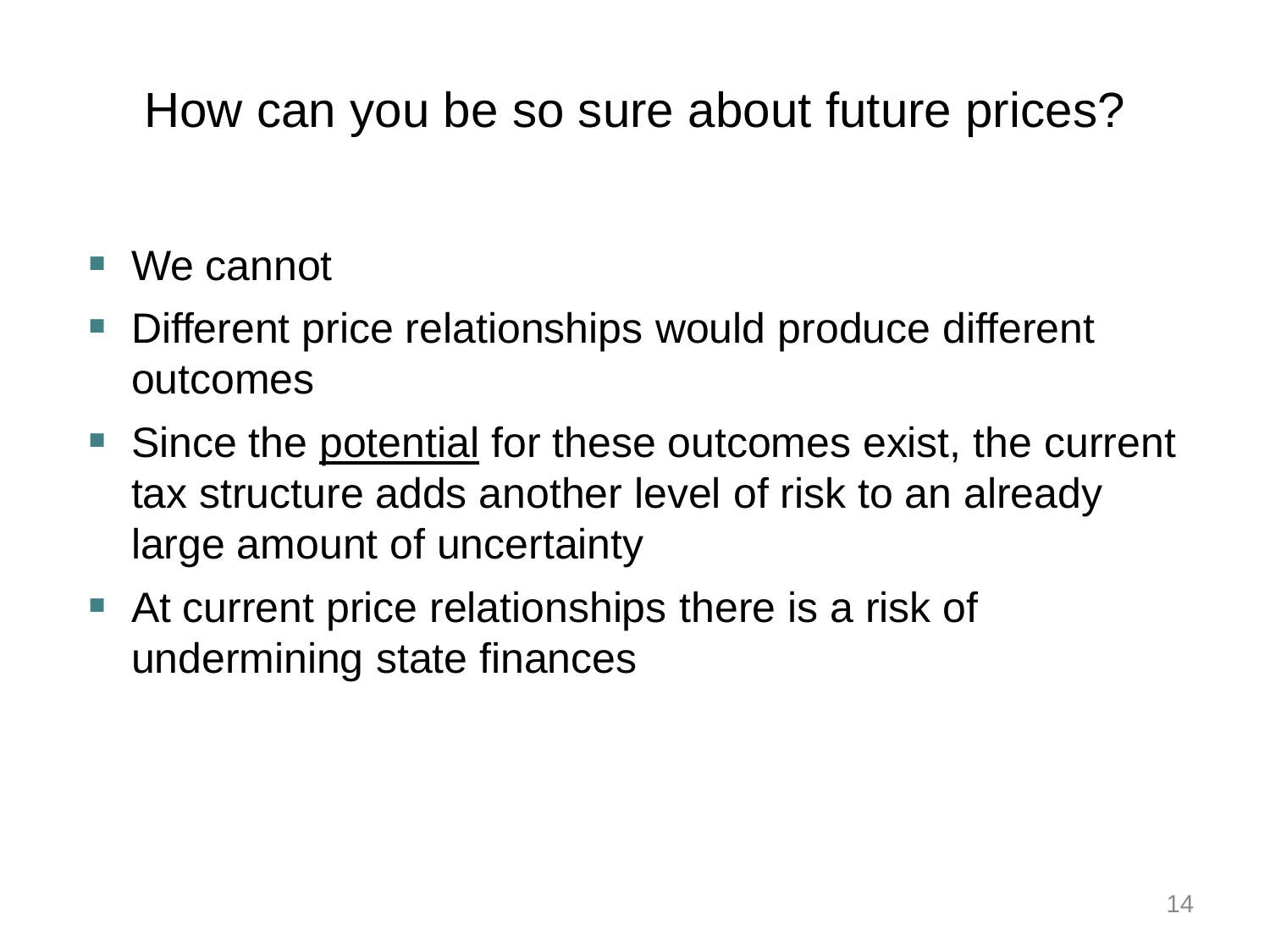# How can you be so sure about future prices?

- We cannot
- Different price relationships would produce different outcomes
- Since the <u>potential</u> for these outcomes exist, the current tax structure adds another level of risk to an already large amount of uncertainty
- At current price relationships there is a risk of undermining state finances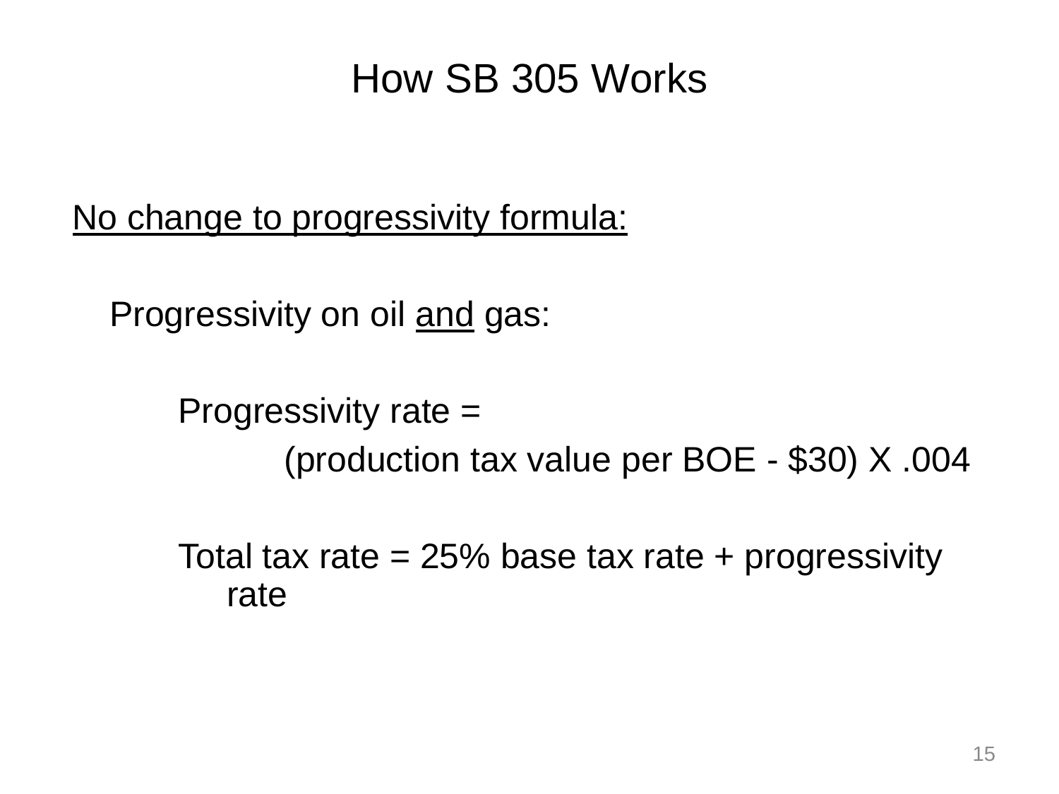# How SB 305 Works

<u>No change to progressivity formula:</u>

Progressivity on oil <u>and</u> gas:

Progressivity rate =

(production tax value per BOE - $30) X .004

Total tax rate = 25% base tax rate + progressivity rate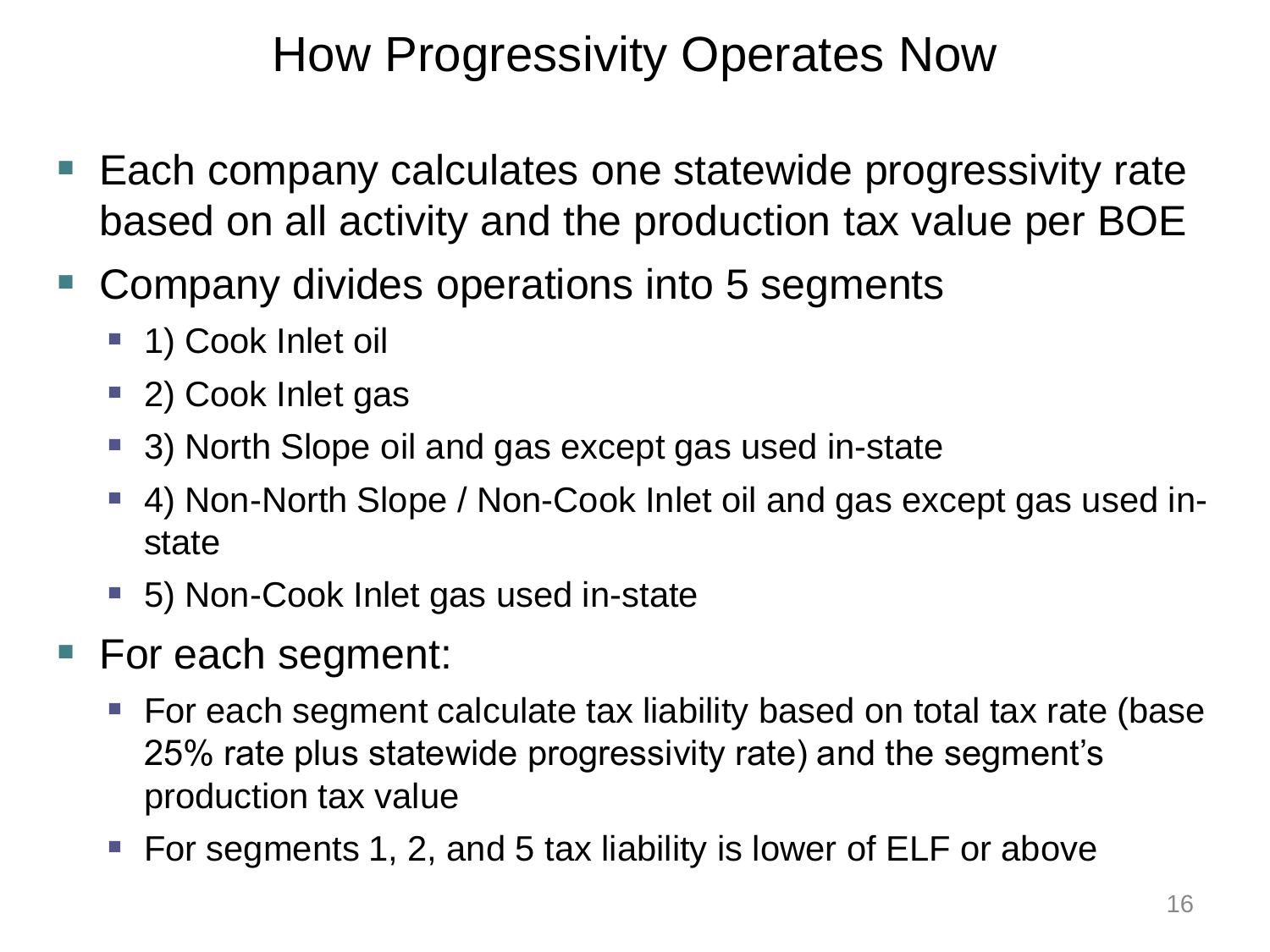# How Progressivity Operates Now

- Each company calculates one statewide progressivity rate based on all activity and the production tax value per BOE
- Company divides operations into 5 segments
  - 1) Cook Inlet oil
  - 2) Cook Inlet gas
  - 3) North Slope oil and gas except gas used in-state
  - 4) Non-North Slope / Non-Cook Inlet oil and gas except gas used in-state
  - 5) Non-Cook Inlet gas used in-state
- For each segment:
  - For each segment calculate tax liability based on total tax rate (base 25% rate plus statewide progressivity rate) and the segment's production tax value
  - For segments 1, 2, and 5 tax liability is lower of ELF or above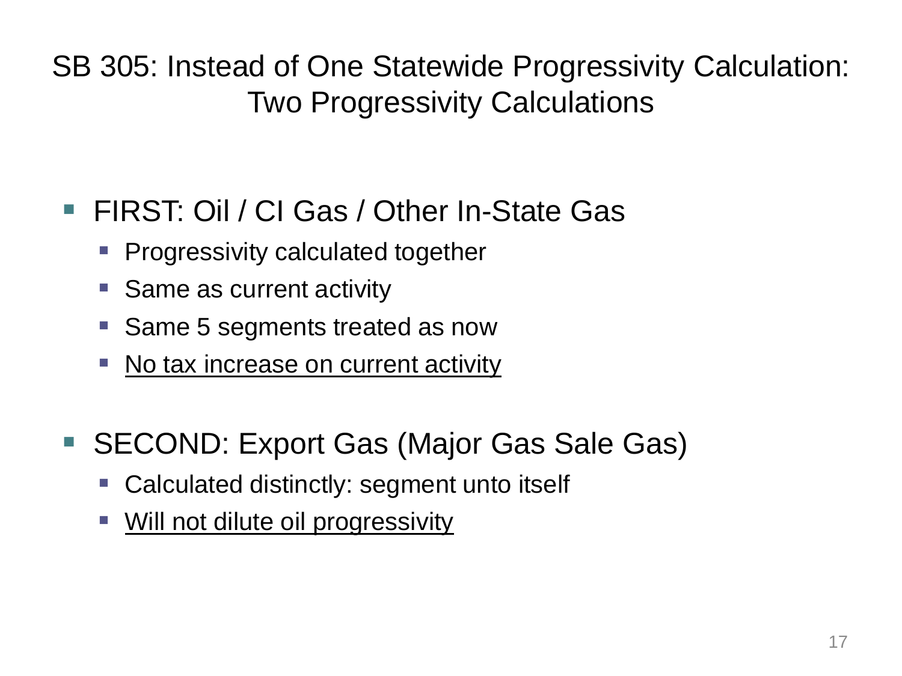# SB 305: Instead of One Statewide Progressivity Calculation: Two Progressivity Calculations

- FIRST: Oil / CI Gas / Other In-State Gas
  - Progressivity calculated together
  - Same as current activity
  - Same 5 segments treated as now
  - <u>No tax increase on current activity</u>

- SECOND: Export Gas (Major Gas Sale Gas)
  - Calculated distinctly: segment unto itself
  - <u>Will not dilute oil progressivity</u>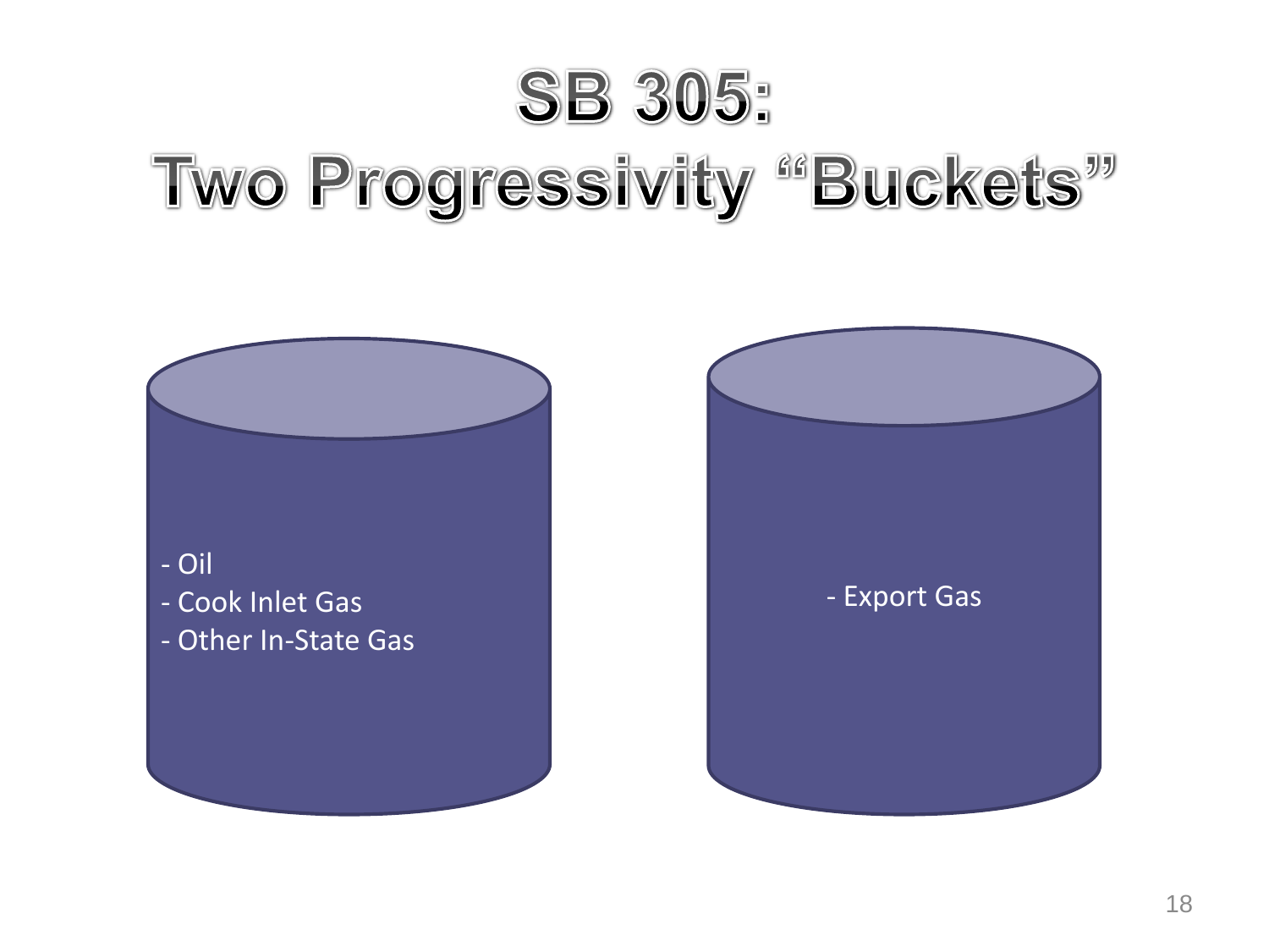# SB 305: Two Progressivity "Buckets"

- Oil
- Cook Inlet Gas
- Other In-State Gas

- Export Gas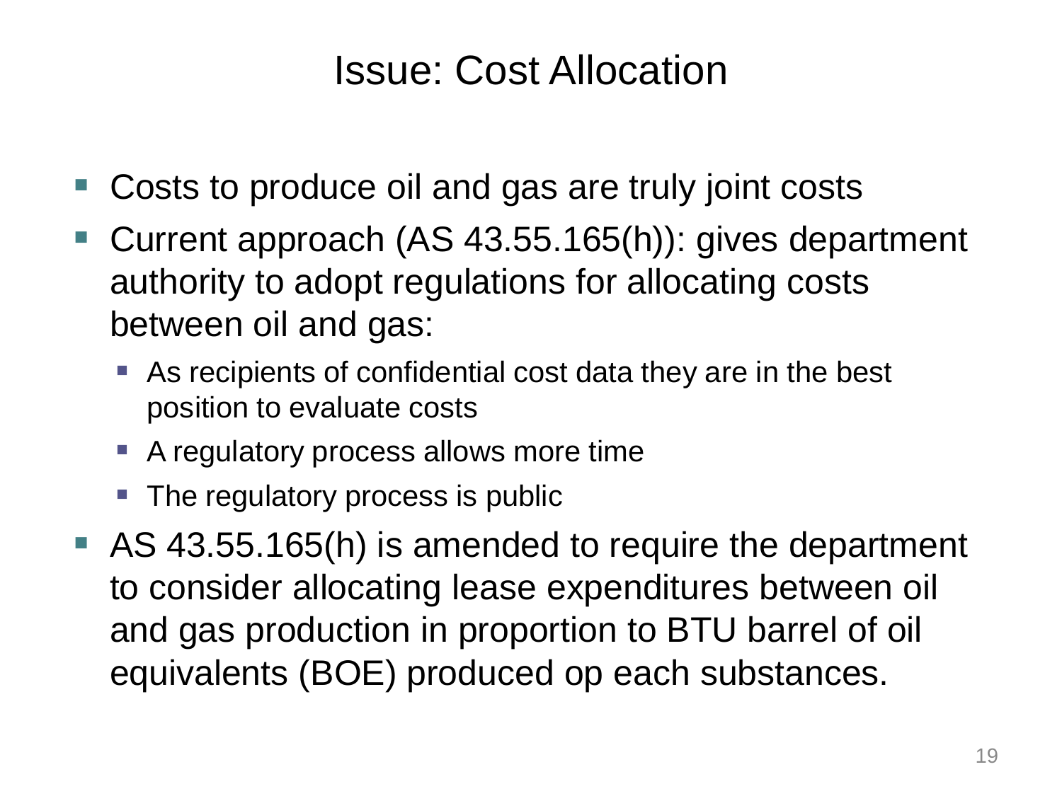# Issue: Cost Allocation

- Costs to produce oil and gas are truly joint costs
- Current approach (AS 43.55.165(h)): gives department authority to adopt regulations for allocating costs between oil and gas:
  - As recipients of confidential cost data they are in the best position to evaluate costs
  - A regulatory process allows more time
  - The regulatory process is public
- AS 43.55.165(h) is amended to require the department to consider allocating lease expenditures between oil and gas production in proportion to BTU barrel of oil equivalents (BOE) produced op each substances.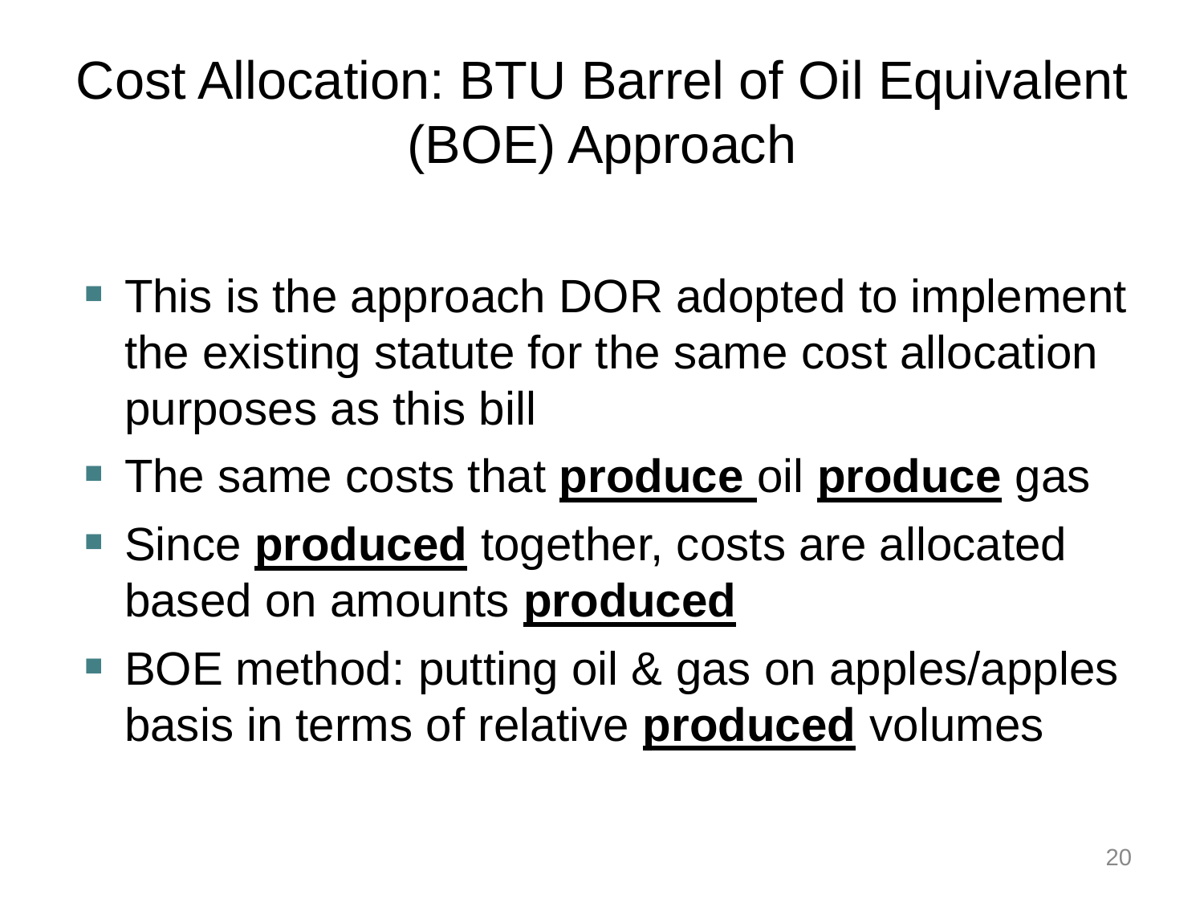# Cost Allocation: BTU Barrel of Oil Equivalent (BOE) Approach

- This is the approach DOR adopted to implement the existing statute for the same cost allocation purposes as this bill
- The same costs that **produce** oil **produce** gas
- Since **produced** together, costs are allocated based on amounts **produced**
- BOE method: putting oil & gas on apples/apples basis in terms of relative **produced** volumes